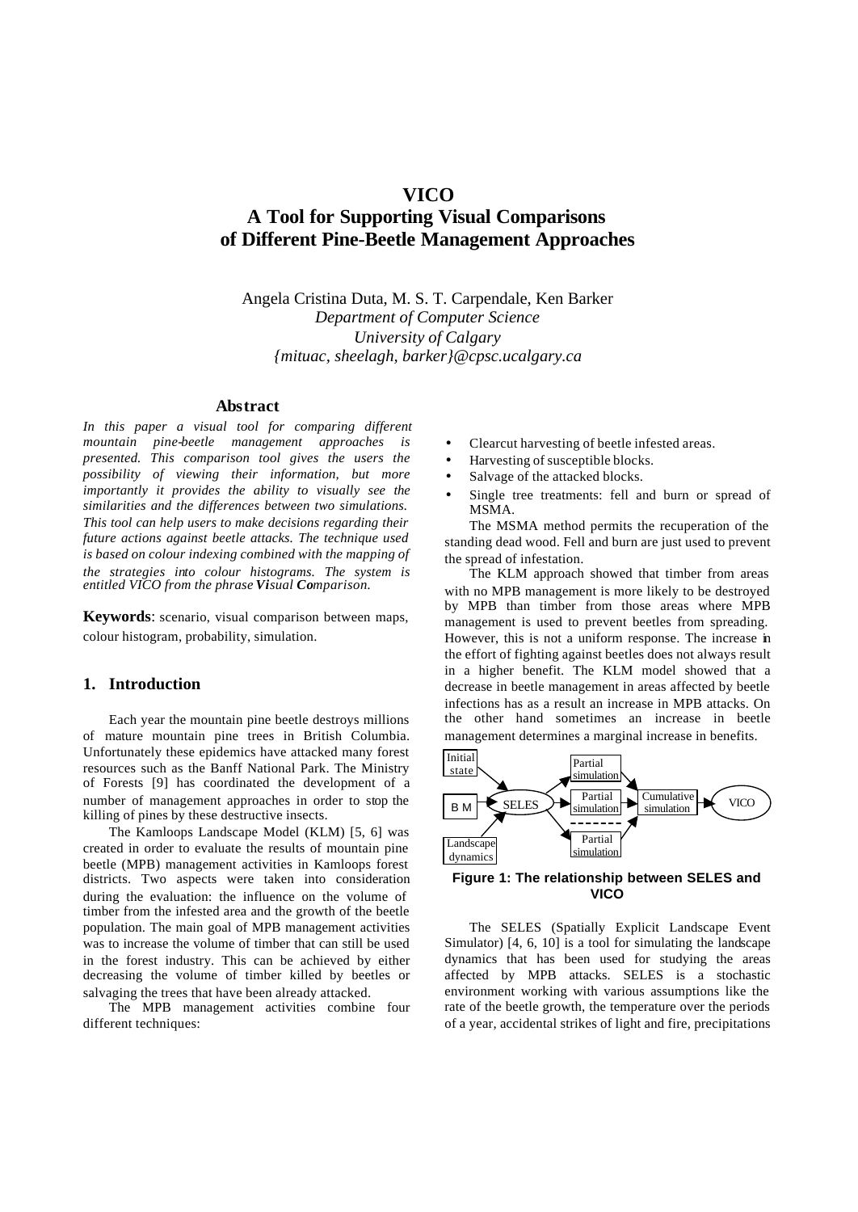# VICO
# A Tool for Supporting Visual Comparisons of Different Pine-Beetle Management Approaches

Angela Cristina Duta, M. S. T. Carpendale, Ken Barker
*Department of Computer Science*
*University of Calgary*
*{mituac, sheelagh, barker}@cpsc.ucalgary.ca*

## Abstract

*In this paper a visual tool for comparing different mountain pine-beetle management approaches is presented. This comparison tool gives the users the possibility of viewing their information, but more importantly it provides the ability to visually see the similarities and the differences between two simulations. This tool can help users to make decisions regarding their future actions against beetle attacks. The technique used is based on colour indexing combined with the mapping of the strategies into colour histograms. The system is entitled VICO from the phrase **Vi**sual **Co**mparison.*

**Keywords**: scenario, visual comparison between maps, colour histogram, probability, simulation.

## 1. Introduction

Each year the mountain pine beetle destroys millions of mature mountain pine trees in British Columbia. Unfortunately these epidemics have attacked many forest resources such as the Banff National Park. The Ministry of Forests [9] has coordinated the development of a number of management approaches in order to stop the killing of pines by these destructive insects.

The Kamloops Landscape Model (KLM) [5, 6] was created in order to evaluate the results of mountain pine beetle (MPB) management activities in Kamloops forest districts. Two aspects were taken into consideration during the evaluation: the influence on the volume of timber from the infested area and the growth of the beetle population. The main goal of MPB management activities was to increase the volume of timber that can still be used in the forest industry. This can be achieved by either decreasing the volume of timber killed by beetles or salvaging the trees that have been already attacked.

The MPB management activities combine four different techniques:

- Clearcut harvesting of beetle infested areas.
- Harvesting of susceptible blocks.
- Salvage of the attacked blocks.
- Single tree treatments: fell and burn or spread of MSMA.

The MSMA method permits the recuperation of the standing dead wood. Fell and burn are just used to prevent the spread of infestation.

The KLM approach showed that timber from areas with no MPB management is more likely to be destroyed by MPB than timber from those areas where MPB management is used to prevent beetles from spreading. However, this is not a uniform response. The increase in the effort of fighting against beetles does not always result in a higher benefit. The KLM model showed that a decrease in beetle management in areas affected by beetle infections has as a result an increase in MPB attacks. On the other hand sometimes an increase in beetle management determines a marginal increase in benefits.

Initial state
B M
Landscape dynamics
SELES
Partial simulation
Partial simulation
Partial simulation
Cumulative simulation
VICO

**Figure 1: The relationship between SELES and VICO**

The SELES (Spatially Explicit Landscape Event Simulator) [4, 6, 10] is a tool for simulating the landscape dynamics that has been used for studying the areas affected by MPB attacks. SELES is a stochastic environment working with various assumptions like the rate of the beetle growth, the temperature over the periods of a year, accidental strikes of light and fire, precipitations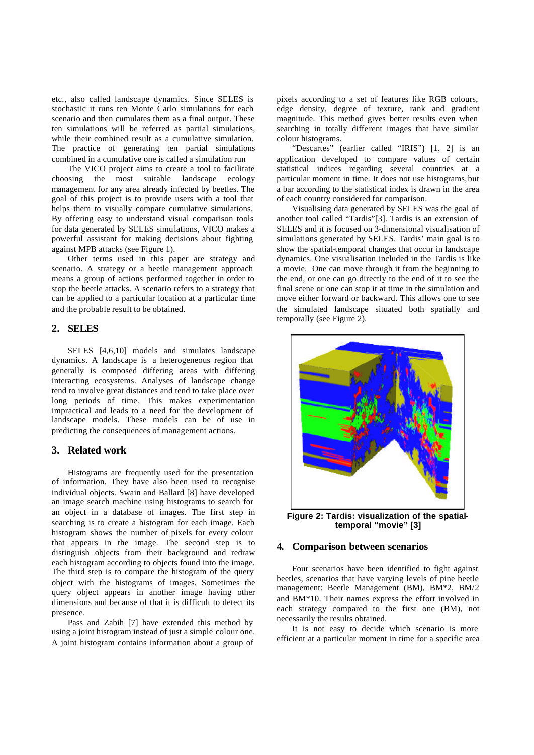etc., also called landscape dynamics. Since SELES is stochastic it runs ten Monte Carlo simulations for each scenario and then cumulates them as a final output. These ten simulations will be referred as partial simulations, while their combined result as a cumulative simulation. The practice of generating ten partial simulations combined in a cumulative one is called a simulation run

The VICO project aims to create a tool to facilitate choosing the most suitable landscape ecology management for any area already infected by beetles. The goal of this project is to provide users with a tool that helps them to visually compare cumulative simulations. By offering easy to understand visual comparison tools for data generated by SELES simulations, VICO makes a powerful assistant for making decisions about fighting against MPB attacks (see Figure 1).

Other terms used in this paper are strategy and scenario. A strategy or a beetle management approach means a group of actions performed together in order to stop the beetle attacks. A scenario refers to a strategy that can be applied to a particular location at a particular time and the probable result to be obtained.

## 2. SELES

SELES [4,6,10] models and simulates landscape dynamics. A landscape is a heterogeneous region that generally is composed differing areas with differing interacting ecosystems. Analyses of landscape change tend to involve great distances and tend to take place over long periods of time. This makes experimentation impractical and leads to a need for the development of landscape models. These models can be of use in predicting the consequences of management actions.

## 3. Related work

Histograms are frequently used for the presentation of information. They have also been used to recognise individual objects. Swain and Ballard [8] have developed an image search machine using histograms to search for an object in a database of images. The first step in searching is to create a histogram for each image. Each histogram shows the number of pixels for every colour that appears in the image. The second step is to distinguish objects from their background and redraw each histogram according to objects found into the image. The third step is to compare the histogram of the query object with the histograms of images. Sometimes the query object appears in another image having other dimensions and because of that it is difficult to detect its presence.

Pass and Zabih [7] have extended this method by using a joint histogram instead of just a simple colour one. A joint histogram contains information about a group of pixels according to a set of features like RGB colours, edge density, degree of texture, rank and gradient magnitude. This method gives better results even when searching in totally different images that have similar colour histograms.

"Descartes" (earlier called "IRIS") [1, 2] is an application developed to compare values of certain statistical indices regarding several countries at a particular moment in time. It does not use histograms, but a bar according to the statistical index is drawn in the area of each country considered for comparison.

Visualising data generated by SELES was the goal of another tool called "Tardis"[3]. Tardis is an extension of SELES and it is focused on 3-dimensional visualisation of simulations generated by SELES. Tardis' main goal is to show the spatial-temporal changes that occur in landscape dynamics. One visualisation included in the Tardis is like a movie. One can move through it from the beginning to the end, or one can go directly to the end of it to see the final scene or one can stop it at time in the simulation and move either forward or backward. This allows one to see the simulated landscape situated both spatially and temporally (see Figure 2).

**Figure 2: Tardis: visualization of the spatial-temporal "movie" [3]**

## 4. Comparison between scenarios

Four scenarios have been identified to fight against beetles, scenarios that have varying levels of pine beetle management: Beetle Management (BM), BM*2, BM/2 and BM*10. Their names express the effort involved in each strategy compared to the first one (BM), not necessarily the results obtained.

It is not easy to decide which scenario is more efficient at a particular moment in time for a specific area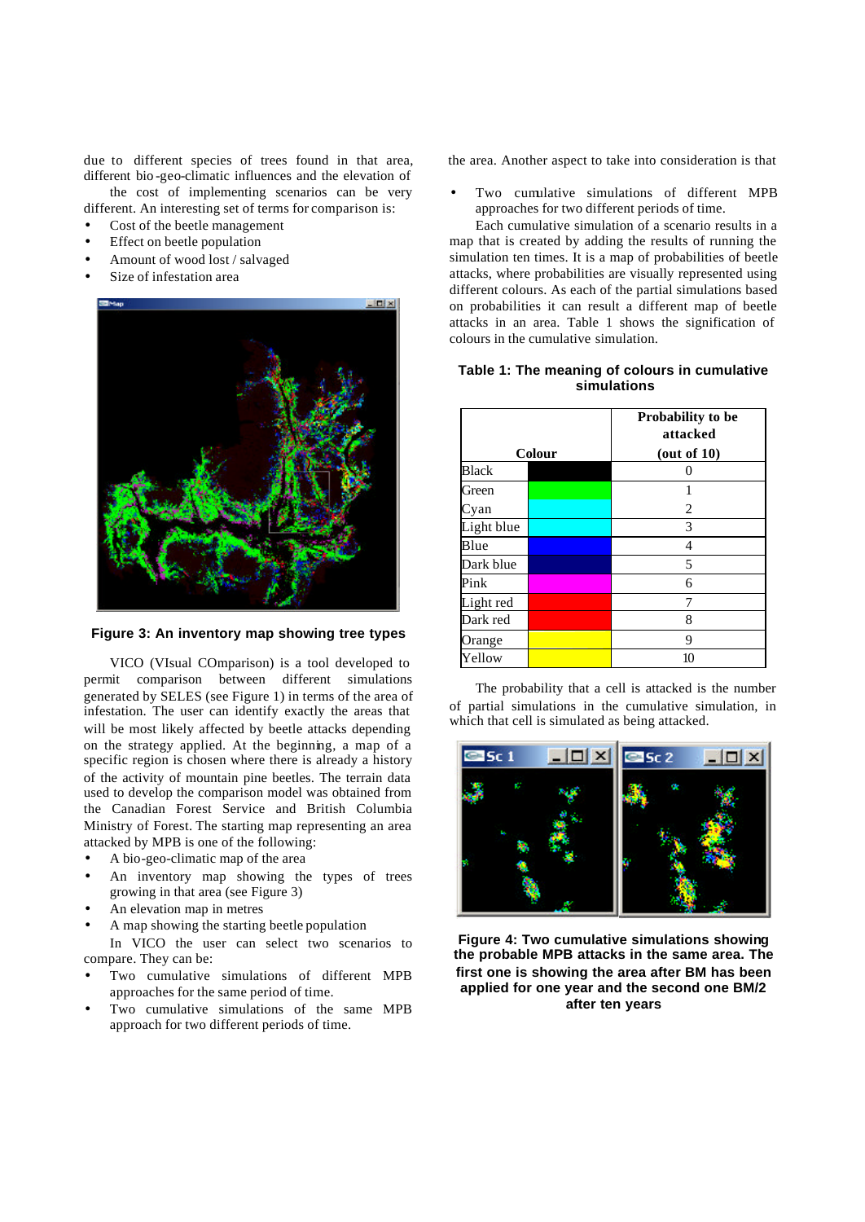due to different species of trees found in that area, different bio-geo-climatic influences and the elevation of the area. Another aspect to take into consideration is that the cost of implementing scenarios can be very different. An interesting set of terms for comparison is:

- Cost of the beetle management
- Effect on beetle population
- Amount of wood lost / salvaged
- Size of infestation area

**Figure 3: An inventory map showing tree types**

VICO (VIsual COmparison) is a tool developed to permit comparison between different simulations generated by SELES (see Figure 1) in terms of the area of infestation. The user can identify exactly the areas that will be most likely affected by beetle attacks depending on the strategy applied. At the beginning, a map of a specific region is chosen where there is already a history of the activity of mountain pine beetles. The terrain data used to develop the comparison model was obtained from the Canadian Forest Service and British Columbia Ministry of Forest. The starting map representing an area attacked by MPB is one of the following:

- A bio-geo-climatic map of the area
- An inventory map showing the types of trees growing in that area (see Figure 3)
- An elevation map in metres
- A map showing the starting beetle population

In VICO the user can select two scenarios to compare. They can be:

- Two cumulative simulations of different MPB approaches for the same period of time.
- Two cumulative simulations of the same MPB approach for two different periods of time.
- Two cumulative simulations of different MPB approaches for two different periods of time.

Each cumulative simulation of a scenario results in a map that is created by adding the results of running the simulation ten times. It is a map of probabilities of beetle attacks, where probabilities are visually represented using different colours. As each of the partial simulations based on probabilities it can result a different map of beetle attacks in an area. Table 1 shows the signification of colours in the cumulative simulation.

**Table 1: The meaning of colours in cumulative simulations**

| Colour | | Probability to be attacked (out of 10) |
|---|---|---|
| Black | | 0 |
| Green | | 1 |
| Cyan | | 2 |
| Light blue | | 3 |
| Blue | | 4 |
| Dark blue | | 5 |
| Pink | | 6 |
| Light red | | 7 |
| Dark red | | 8 |
| Orange | | 9 |
| Yellow | | 10 |

The probability that a cell is attacked is the number of partial simulations in the cumulative simulation, in which that cell is simulated as being attacked.

**Figure 4: Two cumulative simulations showing the probable MPB attacks in the same area. The first one is showing the area after BM has been applied for one year and the second one BM/2 after ten years**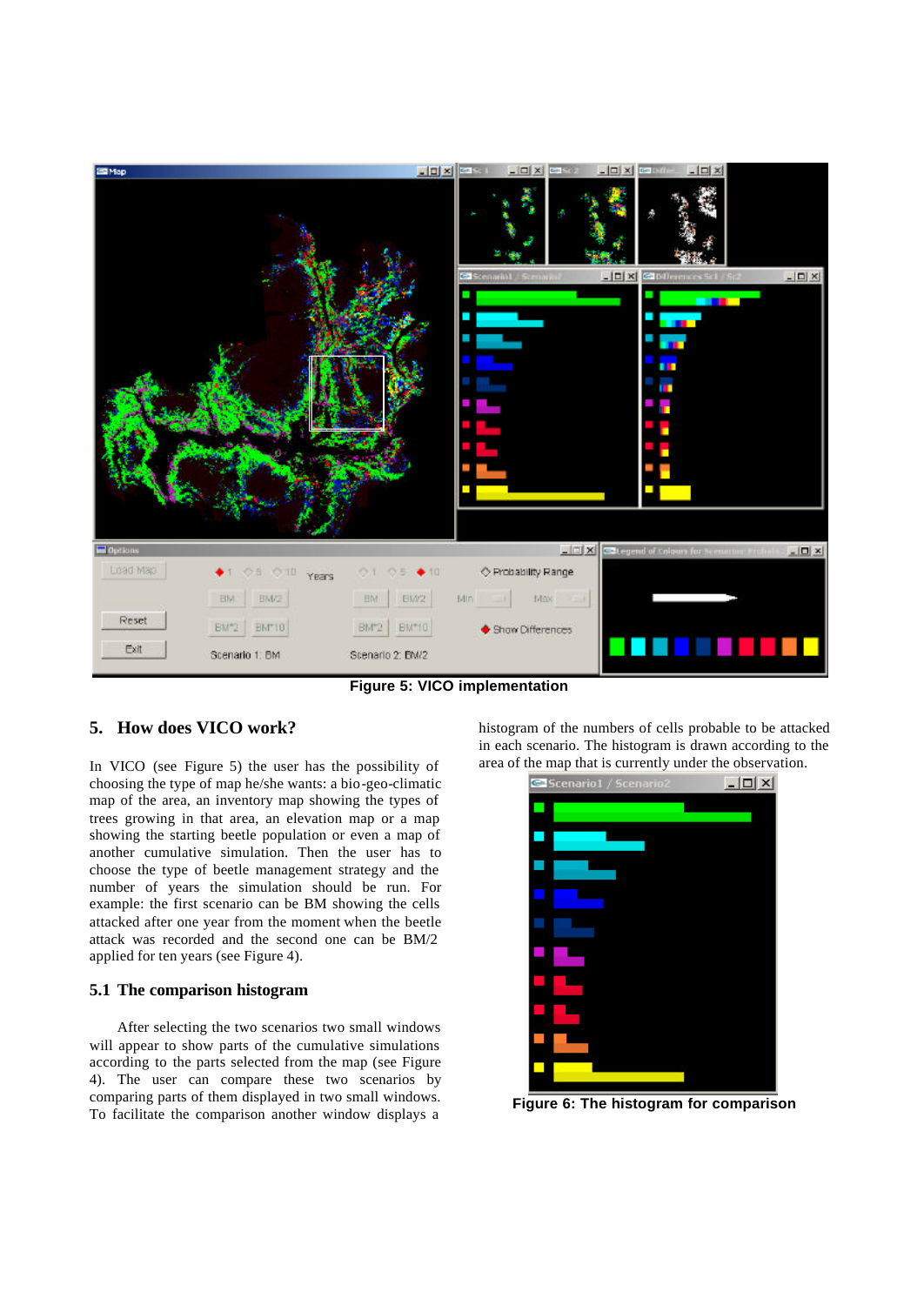Figure 5: VICO implementation

## 5. How does VICO work?

In VICO (see Figure 5) the user has the possibility of choosing the type of map he/she wants: a bio-geo-climatic map of the area, an inventory map showing the types of trees growing in that area, an elevation map or a map showing the starting beetle population or even a map of another cumulative simulation. Then the user has to choose the type of beetle management strategy and the number of years the simulation should be run. For example: the first scenario can be BM showing the cells attacked after one year from the moment when the beetle attack was recorded and the second one can be BM/2 applied for ten years (see Figure 4).

### 5.1 The comparison histogram

After selecting the two scenarios two small windows will appear to show parts of the cumulative simulations according to the parts selected from the map (see Figure 4). The user can compare these two scenarios by comparing parts of them displayed in two small windows. To facilitate the comparison another window displays a histogram of the numbers of cells probable to be attacked in each scenario. The histogram is drawn according to the area of the map that is currently under the observation.

Figure 6: The histogram for comparison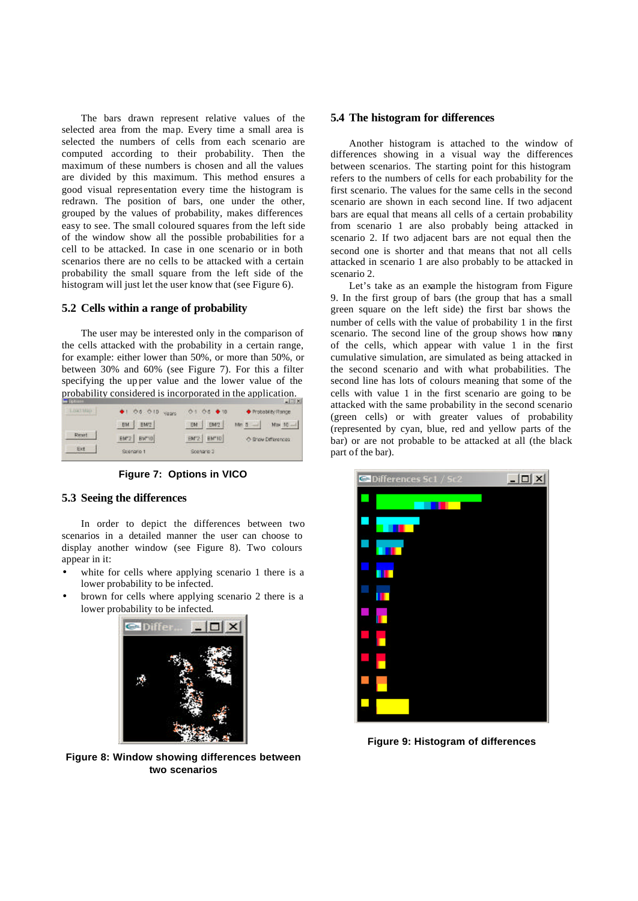The bars drawn represent relative values of the selected area from the map. Every time a small area is selected the numbers of cells from each scenario are computed according to their probability. Then the maximum of these numbers is chosen and all the values are divided by this maximum. This method ensures a good visual representation every time the histogram is redrawn. The position of bars, one under the other, grouped by the values of probability, makes differences easy to see. The small coloured squares from the left side of the window show all the possible probabilities for a cell to be attacked. In case in one scenario or in both scenarios there are no cells to be attacked with a certain probability the small square from the left side of the histogram will just let the user know that (see Figure 6).

## 5.2 Cells within a range of probability

The user may be interested only in the comparison of the cells attacked with the probability in a certain range, for example: either lower than 50%, or more than 50%, or between 30% and 60% (see Figure 7). For this a filter specifying the up per value and the lower value of the probability considered is incorporated in the application.

**Figure 7: Options in VICO**

## 5.3 Seeing the differences

In order to depict the differences between two scenarios in a detailed manner the user can choose to display another window (see Figure 8). Two colours appear in it:

- white for cells where applying scenario 1 there is a lower probability to be infected.
- brown for cells where applying scenario 2 there is a lower probability to be infected.

**Figure 8: Window showing differences between two scenarios**

## 5.4 The histogram for differences

Another histogram is attached to the window of differences showing in a visual way the differences between scenarios. The starting point for this histogram refers to the numbers of cells for each probability for the first scenario. The values for the same cells in the second scenario are shown in each second line. If two adjacent bars are equal that means all cells of a certain probability from scenario 1 are also probably being attacked in scenario 2. If two adjacent bars are not equal then the second one is shorter and that means that not all cells attacked in scenario 1 are also probably to be attacked in scenario 2.

Let's take as an example the histogram from Figure 9. In the first group of bars (the group that has a small green square on the left side) the first bar shows the number of cells with the value of probability 1 in the first scenario. The second line of the group shows how many of the cells, which appear with value 1 in the first cumulative simulation, are simulated as being attacked in the second scenario and with what probabilities. The second line has lots of colours meaning that some of the cells with value 1 in the first scenario are going to be attacked with the same probability in the second scenario (green cells) or with greater values of probability (represented by cyan, blue, red and yellow parts of the bar) or are not probable to be attacked at all (the black part of the bar).

**Figure 9: Histogram of differences**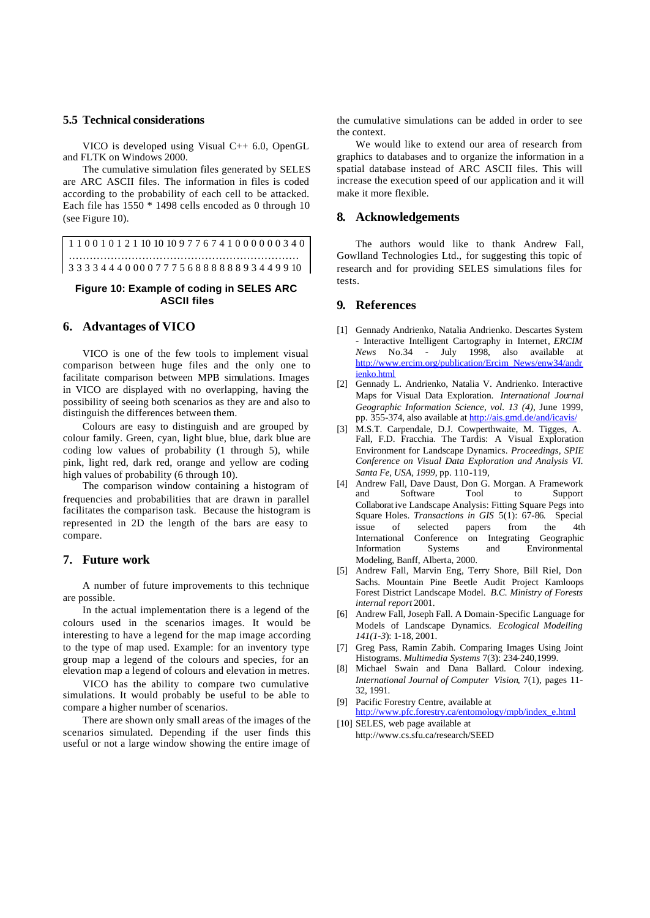### 5.5 Technical considerations

VICO is developed using Visual C++ 6.0, OpenGL and FLTK on Windows 2000.

The cumulative simulation files generated by SELES are ARC ASCII files. The information in files is coded according to the probability of each cell to be attacked. Each file has 1550 * 1498 cells encoded as 0 through 10 (see Figure 10).

```
1 1 0 0 1 0 1 2 1 10 10 10 9 7 7 6 7 4 1 0 0 0 0 0 0 3 4 0
……………………………………………………………
3 3 3 3 4 4 4 0 0 0 0 7 7 7 5 6 8 8 8 8 8 8 8 9 3 4 4 9 9 10
```

**Figure 10: Example of coding in SELES ARC ASCII files**

## 6. Advantages of VICO

VICO is one of the few tools to implement visual comparison between huge files and the only one to facilitate comparison between MPB simulations. Images in VICO are displayed with no overlapping, having the possibility of seeing both scenarios as they are and also to distinguish the differences between them.

Colours are easy to distinguish and are grouped by colour family. Green, cyan, light blue, blue, dark blue are coding low values of probability (1 through 5), while pink, light red, dark red, orange and yellow are coding high values of probability (6 through 10).

The comparison window containing a histogram of frequencies and probabilities that are drawn in parallel facilitates the comparison task. Because the histogram is represented in 2D the length of the bars are easy to compare.

## 7. Future work

A number of future improvements to this technique are possible.

In the actual implementation there is a legend of the colours used in the scenarios images. It would be interesting to have a legend for the map image according to the type of map used. Example: for an inventory type group map a legend of the colours and species, for an elevation map a legend of colours and elevation in metres.

VICO has the ability to compare two cumulative simulations. It would probably be useful to be able to compare a higher number of scenarios.

There are shown only small areas of the images of the scenarios simulated. Depending if the user finds this useful or not a large window showing the entire image of the cumulative simulations can be added in order to see the context.

We would like to extend our area of research from graphics to databases and to organize the information in a spatial database instead of ARC ASCII files. This will increase the execution speed of our application and it will make it more flexible.

## 8. Acknowledgements

The authors would like to thank Andrew Fall, Gowlland Technologies Ltd., for suggesting this topic of research and for providing SELES simulations files for tests.

## 9. References

[1] Gennady Andrienko, Natalia Andrienko. Descartes System - Interactive Intelligent Cartography in Internet, *ERCIM News* No.34 - July 1998, also available at http://www.ercim.org/publication/Ercim_News/enw34/andrienko.html

[2] Gennady L. Andrienko, Natalia V. Andrienko. Interactive Maps for Visual Data Exploration. *International Journal Geographic Information Science, vol. 13 (4)*, June 1999, pp. 355-374, also available at http://ais.gmd.de/and/icavis/

[3] M.S.T. Carpendale, D.J. Cowperthwaite, M. Tigges, A. Fall, F.D. Fracchia. The Tardis: A Visual Exploration Environment for Landscape Dynamics. *Proceedings, SPIE Conference on Visual Data Exploration and Analysis VI. Santa Fe, USA, 1999*, pp. 110-119,

[4] Andrew Fall, Dave Daust, Don G. Morgan. A Framework and Software Tool to Support Collaborative Landscape Analysis: Fitting Square Pegs into Square Holes. *Transactions in GIS* 5(1): 67-86. Special issue of selected papers from the 4th International Conference on Integrating Geographic Information Systems and Environmental Modeling, Banff, Alberta, 2000.

[5] Andrew Fall, Marvin Eng, Terry Shore, Bill Riel, Don Sachs. Mountain Pine Beetle Audit Project Kamloops Forest District Landscape Model. *B.C. Ministry of Forests internal report* 2001.

[6] Andrew Fall, Joseph Fall. A Domain-Specific Language for Models of Landscape Dynamics. *Ecological Modelling 141(1-3)*: 1-18, 2001.

[7] Greg Pass, Ramin Zabih. Comparing Images Using Joint Histograms. *Multimedia Systems* 7(3): 234-240,1999.

[8] Michael Swain and Dana Ballard. Colour indexing. *International Journal of Computer Vision*, 7(1), pages 11-32, 1991.

[9] Pacific Forestry Centre, available at http://www.pfc.forestry.ca/entomology/mpb/index_e.html

[10] SELES, web page available at http://www.cs.sfu.ca/research/SEED